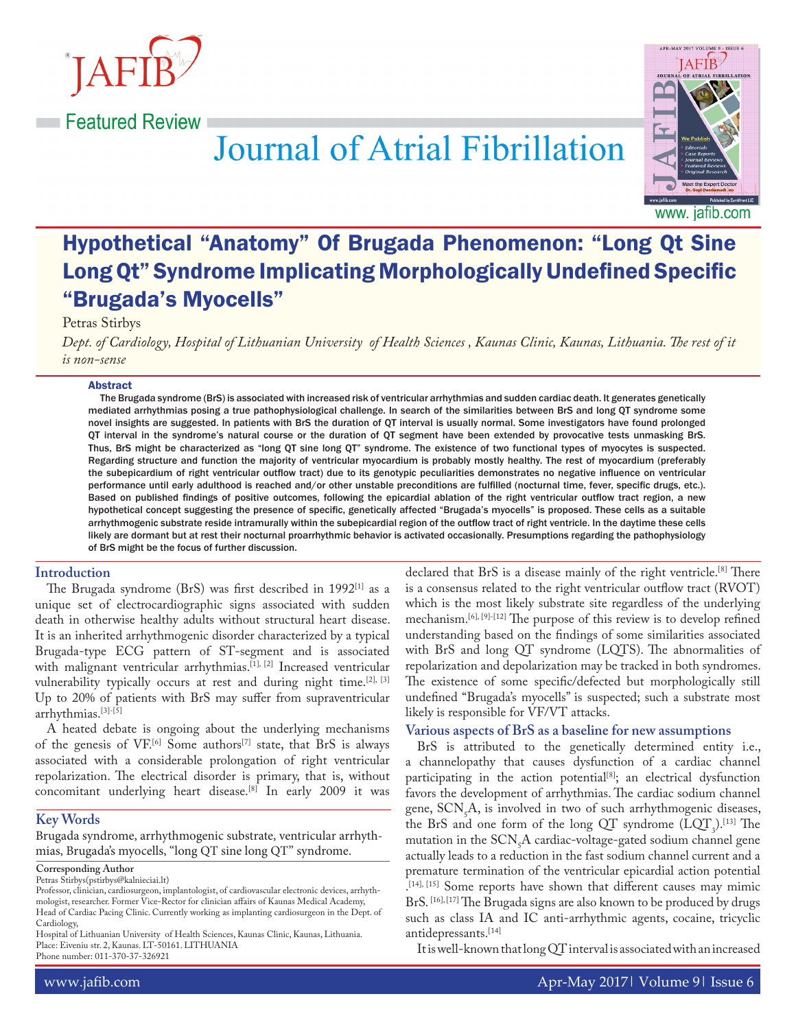Featured Review

# Hypothetical "Anatomy" Of Brugada Phenomenon: "Long Qt Sine Long Qt" Syndrome Implicating Morphologically Undefined Specific "Brugada's Myocells"

Petras Stirbys

*Dept. of Cardiology, Hospital of Lithuanian University of Health Sciences , Kaunas Clinic, Kaunas, Lithuania. The rest of it is non-sense*

## Abstract

**The Brugada syndrome (BrS) is associated with increased risk of ventricular arrhythmias and sudden cardiac death. It generates genetically mediated arrhythmias posing a true pathophysiological challenge. In search of the similarities between BrS and long QT syndrome some novel insights are suggested. In patients with BrS the duration of QT interval is usually normal. Some investigators have found prolonged QT interval in the syndrome's natural course or the duration of QT segment have been extended by provocative tests unmasking BrS. Thus, BrS might be characterized as "long QT sine long QT" syndrome. The existence of two functional types of myocytes is suspected. Regarding structure and function the majority of ventricular myocardium is probably mostly healthy. The rest of myocardium (preferably the subepicardium of right ventricular outflow tract) due to its genotypic peculiarities demonstrates no negative influence on ventricular performance until early adulthood is reached and/or other unstable preconditions are fulfilled (nocturnal time, fever, specific drugs, etc.). Based on published findings of positive outcomes, following the epicardial ablation of the right ventricular outflow tract region, a new hypothetical concept suggesting the presence of specific, genetically affected "Brugada's myocells" is proposed. These cells as a suitable arrhythmogenic substrate reside intramurally within the subepicardial region of the outflow tract of right ventricle. In the daytime these cells likely are dormant but at rest their nocturnal proarrhythmic behavior is activated occasionally. Presumptions regarding the pathophysiology of BrS might be the focus of further discussion.**

## Introduction

The Brugada syndrome (BrS) was first described in 1992[1] as a unique set of electrocardiographic signs associated with sudden death in otherwise healthy adults without structural heart disease. It is an inherited arrhythmogenic disorder characterized by a typical Brugada-type ECG pattern of ST-segment and is associated with malignant ventricular arrhythmias.[1], [2] Increased ventricular vulnerability typically occurs at rest and during night time.[2], [3] Up to 20% of patients with BrS may suffer from supraventricular arrhythmias.[3]-[5]

A heated debate is ongoing about the underlying mechanisms of the genesis of VF.[6] Some authors[7] state, that BrS is always associated with a considerable prolongation of right ventricular repolarization. The electrical disorder is primary, that is, without concomitant underlying heart disease.[8] In early 2009 it was declared that BrS is a disease mainly of the right ventricle.[8] There is a consensus related to the right ventricular outflow tract (RVOT) which is the most likely substrate site regardless of the underlying mechanism.[6], [9]-[12] The purpose of this review is to develop refined understanding based on the findings of some similarities associated with BrS and long QT syndrome (LQTS). The abnormalities of repolarization and depolarization may be tracked in both syndromes. The existence of some specific/defected but morphologically still undefined "Brugada's myocells" is suspected; such a substrate most likely is responsible for VF/VT attacks.

## Key Words

Brugada syndrome, arrhythmogenic substrate, ventricular arrhythmias, Brugada's myocells, "long QT sine long QT" syndrome.

**Corresponding Author**

Petras Stirbys(pstirbys@kalnieciai.lt)

Professor, clinician, cardiosurgeon, implantologist, of cardiovascular electronic devices, arrhythmologist, researcher. Former Vice-Rector for clinician affairs of Kaunas Medical Academy, Head of Cardiac Pacing Clinic. Currently working as implanting cardiosurgeon in the Dept. of Cardiology,

Hospital of Lithuanian University of Health Sciences, Kaunas Clinic, Kaunas, Lithuania.
Place: Eiveniu str. 2, Kaunas. LT-50161. LITHUANIA
Phone number: 011-370-37-326921

## Various aspects of BrS as a baseline for new assumptions

BrS is attributed to the genetically determined entity i.e., a channelopathy that causes dysfunction of a cardiac channel participating in the action potential[8]; an electrical dysfunction favors the development of arrhythmias. The cardiac sodium channel gene, $SCN_5A$, is involved in two of such arrhythmogenic diseases, the BrS and one form of the long QT syndrome ($LQT_3$).[13] The mutation in the $SCN_5A$ cardiac-voltage-gated sodium channel gene actually leads to a reduction in the fast sodium channel current and a premature termination of the ventricular epicardial action potential .[14], [15] Some reports have shown that different causes may mimic BrS. [16], [17] The Brugada signs are also known to be produced by drugs such as class IA and IC anti-arrhythmic agents, cocaine, tricyclic antidepressants.[14]

It is well-known that long QT interval is associated with an increased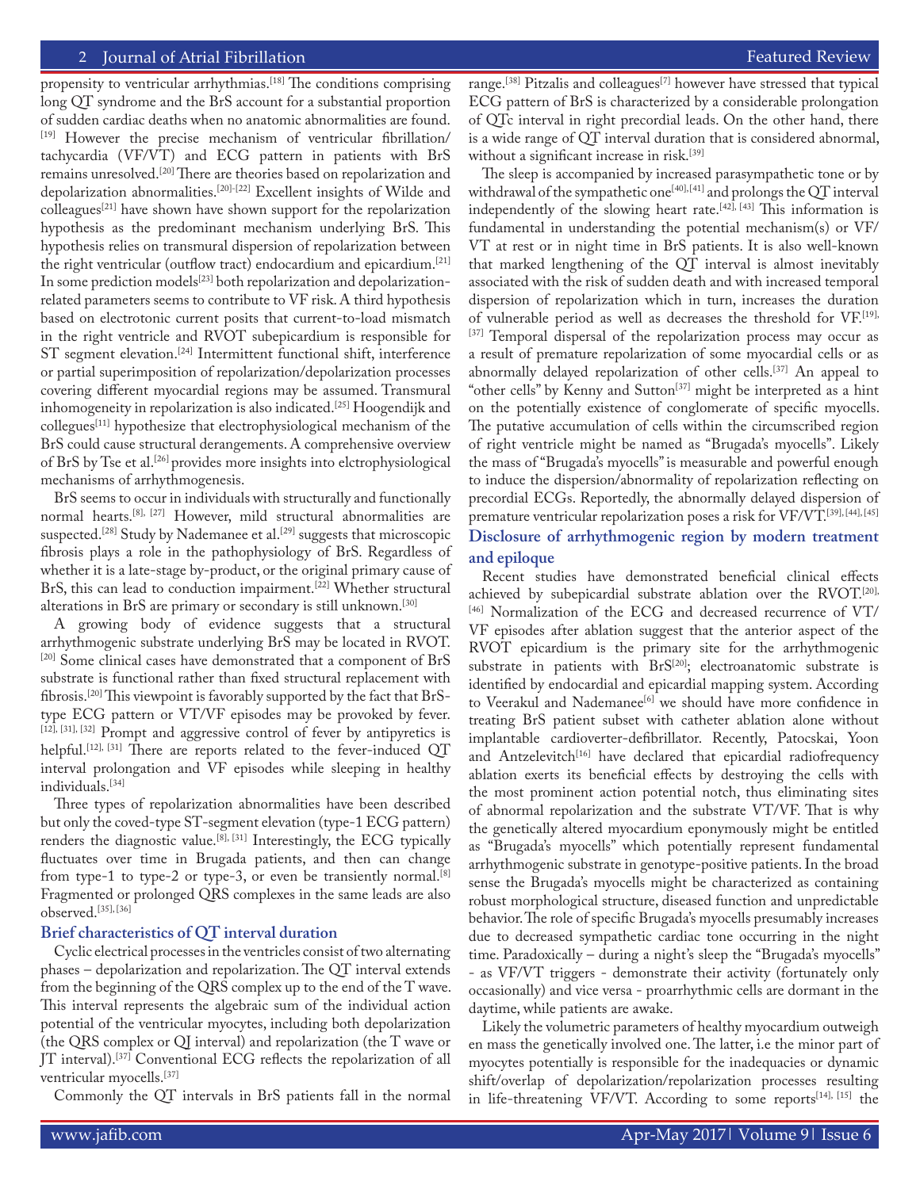propensity to ventricular arrhythmias.[18] The conditions comprising long QT syndrome and the BrS account for a substantial proportion of sudden cardiac deaths when no anatomic abnormalities are found.[19] However the precise mechanism of ventricular fibrillation/ tachycardia (VF/VT) and ECG pattern in patients with BrS remains unresolved.[20] There are theories based on repolarization and depolarization abnormalities.[20]-[22] Excellent insights of Wilde and colleagues[21] have shown have shown support for the repolarization hypothesis as the predominant mechanism underlying BrS. This hypothesis relies on transmural dispersion of repolarization between the right ventricular (outflow tract) endocardium and epicardium.[21] In some prediction models[23] both repolarization and depolarization-related parameters seems to contribute to VF risk. A third hypothesis based on electrotonic current posits that current-to-load mismatch in the right ventricle and RVOT subepicardium is responsible for ST segment elevation.[24] Intermittent functional shift, interference or partial superimposition of repolarization/depolarization processes covering different myocardial regions may be assumed. Transmural inhomogeneity in repolarization is also indicated.[25] Hoogendijk and collegues[11] hypothesize that electrophysiological mechanism of the BrS could cause structural derangements. A comprehensive overview of BrS by Tse et al.[26] provides more insights into elctrophysiological mechanisms of arrhythmogenesis.

BrS seems to occur in individuals with structurally and functionally normal hearts.[8], [27] However, mild structural abnormalities are suspected.[28] Study by Nademanee et al.[29] suggests that microscopic fibrosis plays a role in the pathophysiology of BrS. Regardless of whether it is a late-stage by-product, or the original primary cause of BrS, this can lead to conduction impairment.[22] Whether structural alterations in BrS are primary or secondary is still unknown.[30]

A growing body of evidence suggests that a structural arrhythmogenic substrate underlying BrS may be located in RVOT.[20] Some clinical cases have demonstrated that a component of BrS substrate is functional rather than fixed structural replacement with fibrosis.[20] This viewpoint is favorably supported by the fact that BrS-type ECG pattern or VT/VF episodes may be provoked by fever.[12], [31], [32] Prompt and aggressive control of fever by antipyretics is helpful.[12], [31] There are reports related to the fever-induced QT interval prolongation and VF episodes while sleeping in healthy individuals.[34]

Three types of repolarization abnormalities have been described but only the coved-type ST-segment elevation (type-1 ECG pattern) renders the diagnostic value.[8], [31] Interestingly, the ECG typically fluctuates over time in Brugada patients, and then can change from type-1 to type-2 or type-3, or even be transiently normal.[8] Fragmented or prolonged QRS complexes in the same leads are also observed.[35], [36]

## Brief characteristics of QT interval duration

Cyclic electrical processes in the ventricles consist of two alternating phases – depolarization and repolarization. The QT interval extends from the beginning of the QRS complex up to the end of the T wave. This interval represents the algebraic sum of the individual action potential of the ventricular myocytes, including both depolarization (the QRS complex or QJ interval) and repolarization (the T wave or JT interval).[37] Conventional ECG reflects the repolarization of all ventricular myocells.[37]

Commonly the QT intervals in BrS patients fall in the normal range.[38] Pitzalis and colleagues[7] however have stressed that typical ECG pattern of BrS is characterized by a considerable prolongation of QTc interval in right precordial leads. On the other hand, there is a wide range of QT interval duration that is considered abnormal, without a significant increase in risk.[39]

The sleep is accompanied by increased parasympathetic tone or by withdrawal of the sympathetic one[40], [41] and prolongs the QT interval independently of the slowing heart rate.[42], [43] This information is fundamental in understanding the potential mechanism(s) or VF/ VT at rest or in night time in BrS patients. It is also well-known that marked lengthening of the QT interval is almost inevitably associated with the risk of sudden death and with increased temporal dispersion of repolarization which in turn, increases the duration of vulnerable period as well as decreases the threshold for VF.[19], [37] Temporal dispersal of the repolarization process may occur as a result of premature repolarization of some myocardial cells or as abnormally delayed repolarization of other cells.[37] An appeal to "other cells" by Kenny and Sutton[37] might be interpreted as a hint on the potentially existence of conglomerate of specific myocells. The putative accumulation of cells within the circumscribed region of right ventricle might be named as "Brugada's myocells". Likely the mass of "Brugada's myocells" is measurable and powerful enough to induce the dispersion/abnormality of repolarization reflecting on precordial ECGs. Reportedly, the abnormally delayed dispersion of premature ventricular repolarization poses a risk for VF/VT.[39], [44], [45]

## Disclosure of arrhythmogenic region by modern treatment and epiloque

Recent studies have demonstrated beneficial clinical effects achieved by subepicardial substrate ablation over the RVOT.[20], [46] Normalization of the ECG and decreased recurrence of VT/ VF episodes after ablation suggest that the anterior aspect of the RVOT epicardium is the primary site for the arrhythmogenic substrate in patients with BrS[20]; electroanatomic substrate is identified by endocardial and epicardial mapping system. According to Veerakul and Nademanee[6] we should have more confidence in treating BrS patient subset with catheter ablation alone without implantable cardioverter-defibrillator. Recently, Patocskai, Yoon and Antzelevitch[16] have declared that epicardial radiofrequency ablation exerts its beneficial effects by destroying the cells with the most prominent action potential notch, thus eliminating sites of abnormal repolarization and the substrate VT/VF. That is why the genetically altered myocardium eponymously might be entitled as "Brugada's myocells" which potentially represent fundamental arrhythmogenic substrate in genotype-positive patients. In the broad sense the Brugada's myocells might be characterized as containing robust morphological structure, diseased function and unpredictable behavior. The role of specific Brugada's myocells presumably increases due to decreased sympathetic cardiac tone occurring in the night time. Paradoxically – during a night's sleep the "Brugada's myocells" - as VF/VT triggers - demonstrate their activity (fortunately only occasionally) and vice versa - proarrhythmic cells are dormant in the daytime, while patients are awake.

Likely the volumetric parameters of healthy myocardium outweigh en mass the genetically involved one. The latter, i.e the minor part of myocytes potentially is responsible for the inadequacies or dynamic shift/overlap of depolarization/repolarization processes resulting in life-threatening VF/VT. According to some reports[14], [15] the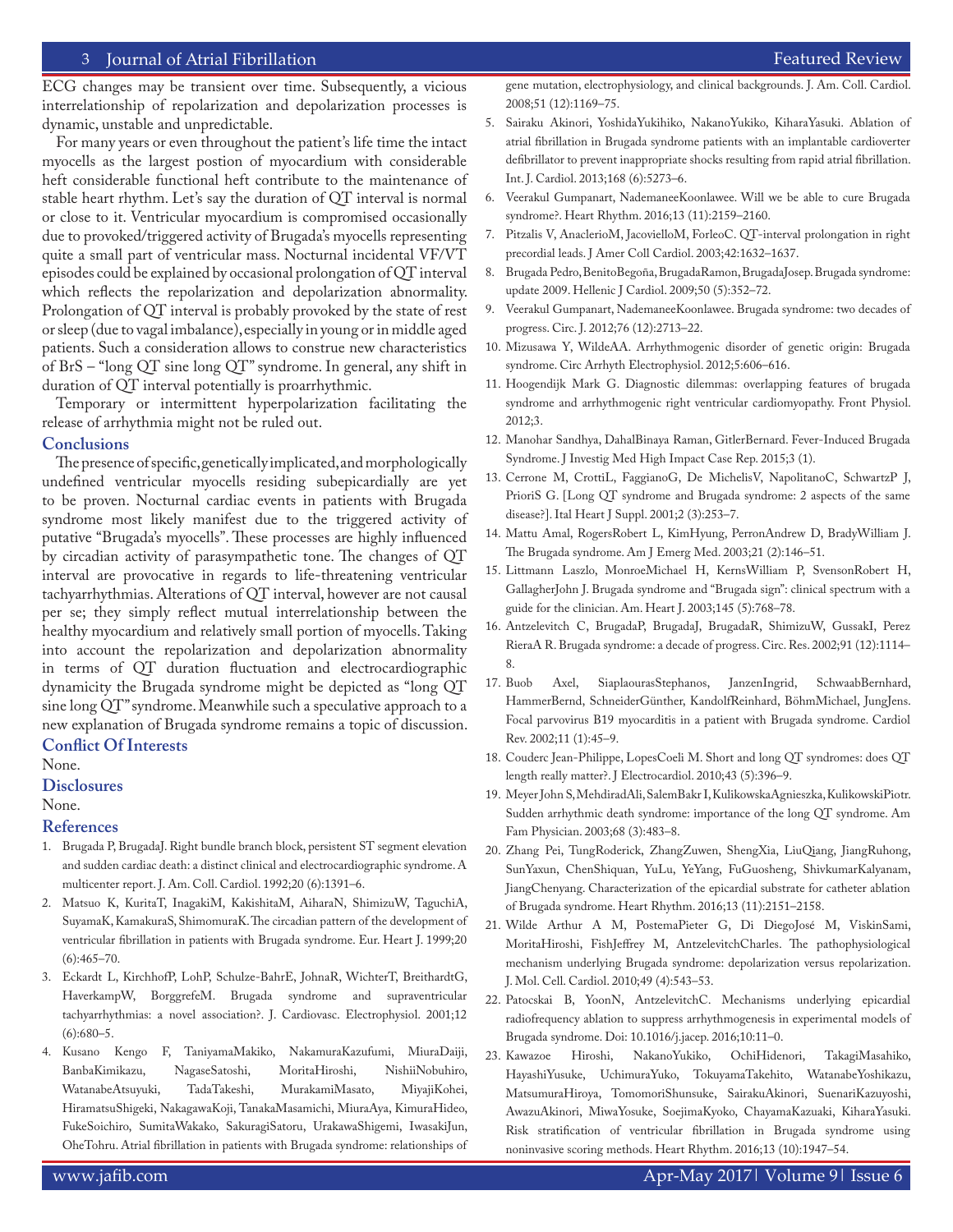ECG changes may be transient over time. Subsequently, a vicious interrelationship of repolarization and depolarization processes is dynamic, unstable and unpredictable.

For many years or even throughout the patient's life time the intact myocells as the largest postion of myocardium with considerable heft considerable functional heft contribute to the maintenance of stable heart rhythm. Let's say the duration of QT interval is normal or close to it. Ventricular myocardium is compromised occasionally due to provoked/triggered activity of Brugada's myocells representing quite a small part of ventricular mass. Nocturnal incidental VF/VT episodes could be explained by occasional prolongation of QT interval which reflects the repolarization and depolarization abnormality. Prolongation of QT interval is probably provoked by the state of rest or sleep (due to vagal imbalance), especially in young or in middle aged patients. Such a consideration allows to construe new characteristics of BrS – "long QT sine long QT" syndrome. In general, any shift in duration of QT interval potentially is proarrhythmic.

Temporary or intermittent hyperpolarization facilitating the release of arrhythmia might not be ruled out.

## Conclusions

The presence of specific, genetically implicated, and morphologically undefined ventricular myocells residing subepicardially are yet to be proven. Nocturnal cardiac events in patients with Brugada syndrome most likely manifest due to the triggered activity of putative "Brugada's myocells". These processes are highly influenced by circadian activity of parasympathetic tone. The changes of QT interval are provocative in regards to life-threatening ventricular tachyarrhythmias. Alterations of QT interval, however are not causal per se; they simply reflect mutual interrelationship between the healthy myocardium and relatively small portion of myocells. Taking into account the repolarization and depolarization abnormality in terms of QT duration fluctuation and electrocardiographic dynamicity the Brugada syndrome might be depicted as "long QT sine long QT" syndrome. Meanwhile such a speculative approach to a new explanation of Brugada syndrome remains a topic of discussion.

## Conflict Of Interests

None.

## Disclosures

None.

## References

1. Brugada P, BrugadaJ. Right bundle branch block, persistent ST segment elevation and sudden cardiac death: a distinct clinical and electrocardiographic syndrome. A multicenter report. J. Am. Coll. Cardiol. 1992;20 (6):1391–6.
2. Matsuo K, KuritaT, InagakiM, KakishitaM, AiharaN, ShimizuW, TaguchiA, SuyamaK, KamakuraS, ShimomuraK. The circadian pattern of the development of ventricular fibrillation in patients with Brugada syndrome. Eur. Heart J. 1999;20 (6):465–70.
3. Eckardt L, KirchhofP, LohP, Schulze-BahrE, JohnaR, WichterT, BreithardtG, HaverkampW, BorggrefeM. Brugada syndrome and supraventricular tachyarrhythmias: a novel association?. J. Cardiovasc. Electrophysiol. 2001;12 (6):680–5.
4. Kusano Kengo F, TaniyamaMakiko, NakamuraKazufumi, MiuraDaiji, BanbaKimikazu, NagaseSatoshi, MoritaHiroshi, NishiiNobuhiro, WatanabeAtsuyuki, TadaTakeshi, MurakamiMasato, MiyajiKohei, HiramatsuShigeki, NakagawaKoji, TanakaMasamichi, MiuraAya, KimuraHideo, FukeSoichiro, SumitaWakako, SakuragiSatoru, UrakawaShigemi, IwasakiJun, OheTohru. Atrial fibrillation in patients with Brugada syndrome: relationships of gene mutation, electrophysiology, and clinical backgrounds. J. Am. Coll. Cardiol. 2008;51 (12):1169–75.
5. Sairaku Akinori, YoshidaYukihiko, NakanoYukiko, KiharaYasuki. Ablation of atrial fibrillation in Brugada syndrome patients with an implantable cardioverter defibrillator to prevent inappropriate shocks resulting from rapid atrial fibrillation. Int. J. Cardiol. 2013;168 (6):5273–6.
6. Veerakul Gumpanart, NademaneeKoonlawee. Will we be able to cure Brugada syndrome?. Heart Rhythm. 2016;13 (11):2159–2160.
7. Pitzalis V, AnaclerioM, JacovielloM, ForleoC. QT-interval prolongation in right precordial leads. J Amer Coll Cardiol. 2003;42:1632–1637.
8. Brugada Pedro, BenitoBegoña, BrugadaRamon, BrugadaJosep. Brugada syndrome: update 2009. Hellenic J Cardiol. 2009;50 (5):352–72.
9. Veerakul Gumpanart, NademaneeKoonlawee. Brugada syndrome: two decades of progress. Circ. J. 2012;76 (12):2713–22.
10. Mizusawa Y, WildeAA. Arrhythmogenic disorder of genetic origin: Brugada syndrome. Circ Arrhyth Electrophysiol. 2012;5:606–616.
11. Hoogendijk Mark G. Diagnostic dilemmas: overlapping features of brugada syndrome and arrhythmogenic right ventricular cardiomyopathy. Front Physiol. 2012;3.
12. Manohar Sandhya, DahalBinaya Raman, GitlerBernard. Fever-Induced Brugada Syndrome. J Investig Med High Impact Case Rep. 2015;3 (1).
13. Cerrone M, CrottiL, FaggianoG, De MichelisV, NapolitanoC, SchwartzP J, PrioriS G. [Long QT syndrome and Brugada syndrome: 2 aspects of the same disease?]. Ital Heart J Suppl. 2001;2 (3):253–7.
14. Mattu Amal, RogersRobert L, KimHyung, PerronAndrew D, BradyWilliam J. The Brugada syndrome. Am J Emerg Med. 2003;21 (2):146–51.
15. Littmann Laszlo, MonroeMichael H, KernsWilliam P, SvensonRobert H, GallagherJohn J. Brugada syndrome and "Brugada sign": clinical spectrum with a guide for the clinician. Am. Heart J. 2003;145 (5):768–78.
16. Antzelevitch C, BrugadaP, BrugadaJ, BrugadaR, ShimizuW, GussakI, Perez RieraA R. Brugada syndrome: a decade of progress. Circ. Res. 2002;91 (12):1114–8.
17. Buob Axel, SiaplaourasStephanos, JanzenIngrid, SchwaabBernhard, HammerBernd, SchneiderGünther, KandolfReinhard, BöhmMichael, JungJens. Focal parvovirus B19 myocarditis in a patient with Brugada syndrome. Cardiol Rev. 2002;11 (1):45–9.
18. Couderc Jean-Philippe, LopesCoeli M. Short and long QT syndromes: does QT length really matter?. J Electrocardiol. 2010;43 (5):396–9.
19. Meyer John S, MehdiradAli, SalemBakr I, KulikowskaAgnieszka, KulikowskiPiotr. Sudden arrhythmic death syndrome: importance of the long QT syndrome. Am Fam Physician. 2003;68 (3):483–8.
20. Zhang Pei, TungRoderick, ZhangZuwen, ShengXia, LiuQiang, JiangRuhong, SunYaxun, ChenShiquan, YuLu, YeYang, FuGuosheng, ShivkumarKalyanam, JiangChenyang. Characterization of the epicardial substrate for catheter ablation of Brugada syndrome. Heart Rhythm. 2016;13 (11):2151–2158.
21. Wilde Arthur A M, PostemaPieter G, Di DiegoJosé M, ViskinSami, MoritaHiroshi, FishJeffrey M, AntzelevitchCharles. The pathophysiological mechanism underlying Brugada syndrome: depolarization versus repolarization. J. Mol. Cell. Cardiol. 2010;49 (4):543–53.
22. Patocskai B, YoonN, AntzelevitchC. Mechanisms underlying epicardial radiofrequency ablation to suppress arrhythmogenesis in experimental models of Brugada syndrome. Doi: 10.1016/j.jacep. 2016;10:11–0.
23. Kawazoe Hiroshi, NakanoYukiko, OchiHidenori, TakagiMasahiko, HayashiYusuke, UchimuraYuko, TokuyamaTakehito, WatanabeYoshikazu, MatsumuraHiroya, TomomoriShunsuke, SairakuAkinori, SuenariKazuyoshi, AwazuAkinori, MiwaYosuke, SoejimaKyoko, ChayamaKazuaki, KiharaYasuki. Risk stratification of ventricular fibrillation in Brugada syndrome using noninvasive scoring methods. Heart Rhythm. 2016;13 (10):1947–54.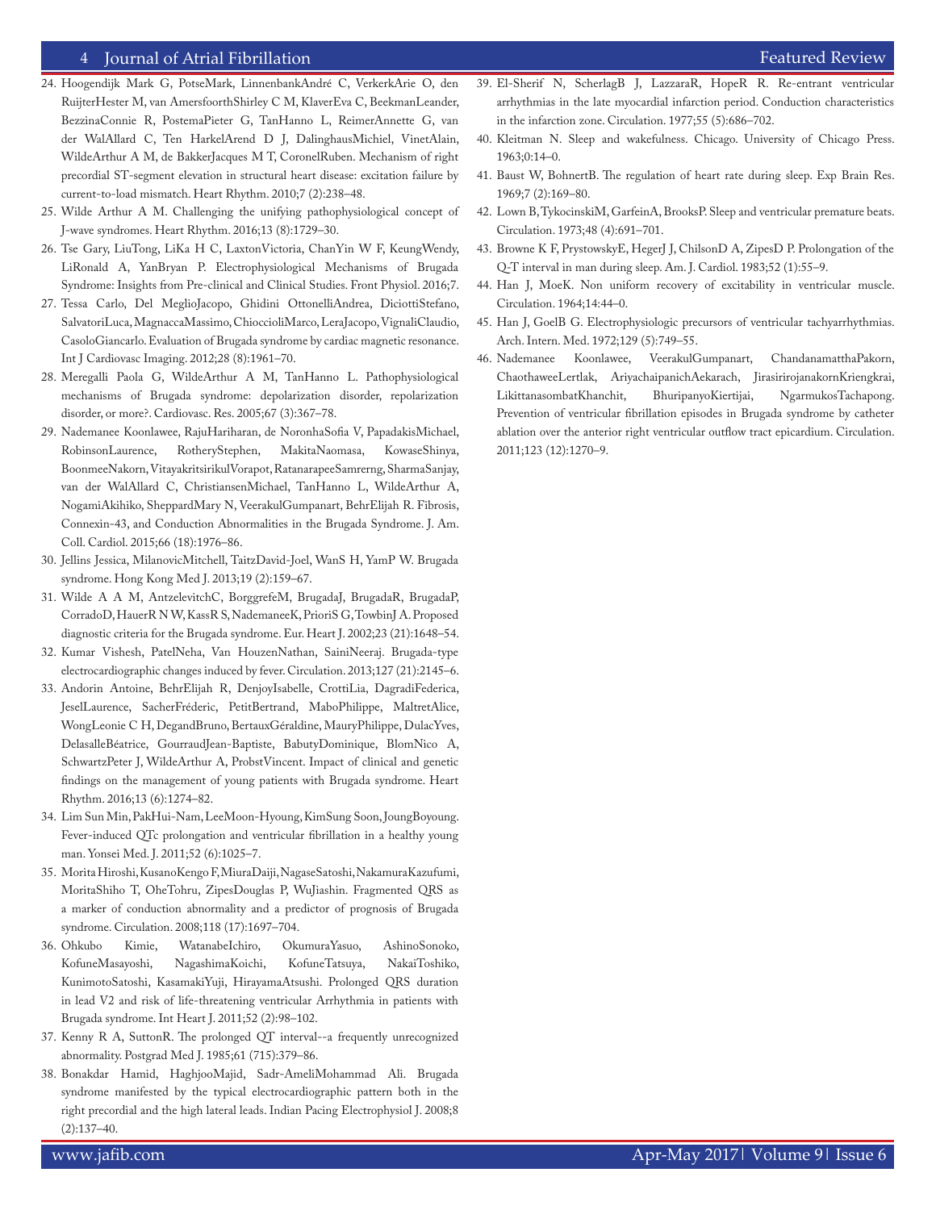24. Hoogendijk Mark G, PotseMark, LinnenbankAndré C, VerkerkArie O, den RuijterHester M, van AmersfoorthShirley C M, KlaverEva C, BeekmanLeander, BezzinaConnie R, PostemaPieter G, TanHanno L, ReimerAnnette G, van der WalAllard C, Ten HarkelArend D J, DalinghausMichiel, VinetAlain, WildeArthur A M, de BakkerJacques M T, CoronelRuben. Mechanism of right precordial ST-segment elevation in structural heart disease: excitation failure by current-to-load mismatch. Heart Rhythm. 2010;7 (2):238–48.
25. Wilde Arthur A M. Challenging the unifying pathophysiological concept of J-wave syndromes. Heart Rhythm. 2016;13 (8):1729–30.
26. Tse Gary, LiuTong, LiKa H C, LaxtonVictoria, ChanYin W F, KeungWendy, LiRonald A, YanBryan P. Electrophysiological Mechanisms of Brugada Syndrome: Insights from Pre-clinical and Clinical Studies. Front Physiol. 2016;7.
27. Tessa Carlo, Del MeglioJacopo, Ghidini OttonelliAndrea, DiciottiStefano, SalvatoriLuca, MagnaccaMassimo, ChioccioliMarco, LeraJacopo, VignaliClaudio, CasoloGiancarlo. Evaluation of Brugada syndrome by cardiac magnetic resonance. Int J Cardiovasc Imaging. 2012;28 (8):1961–70.
28. Meregalli Paola G, WildeArthur A M, TanHanno L. Pathophysiological mechanisms of Brugada syndrome: depolarization disorder, repolarization disorder, or more?. Cardiovasc. Res. 2005;67 (3):367–78.
29. Nademanee Koonlawee, RajuHariharan, de NoronhaSofia V, PapadakisMichael, RobinsonLaurence, RotheryStephen, MakitaNaomasa, KowaseShinya, BoonmeeNakorn, VitayakritsirikulVorapot, RatanarapeeSamrerng, SharmaSanjay, van der WalAllard C, ChristiansenMichael, TanHanno L, WildeArthur A, NogamiAkihiko, SheppardMary N, VeerakulGumpanart, BehrElijah R. Fibrosis, Connexin-43, and Conduction Abnormalities in the Brugada Syndrome. J. Am. Coll. Cardiol. 2015;66 (18):1976–86.
30. Jellins Jessica, MilanovicMitchell, TaitzDavid-Joel, WanS H, YamP W. Brugada syndrome. Hong Kong Med J. 2013;19 (2):159–67.
31. Wilde A A M, AntzelevitchC, BorggrefeM, BrugadaJ, BrugadaR, BrugadaP, CorradoD, HauerR N W, KassR S, NademaneeK, PrioriS G, TowbinJ A. Proposed diagnostic criteria for the Brugada syndrome. Eur. Heart J. 2002;23 (21):1648–54.
32. Kumar Vishesh, PatelNeha, Van HouzenNathan, SainiNeeraj. Brugada-type electrocardiographic changes induced by fever. Circulation. 2013;127 (21):2145–6.
33. Andorin Antoine, BehrElijah R, DenjoyIsabelle, CrottiLia, DagradiFederica, JeselLaurence, SacherFréderic, PetitBertrand, MaboPhilippe, MaltretAlice, WongLeonie C H, DegandBruno, BertauxGéraldine, MauryPhilippe, DulacYves, DelasalleBéatrice, GourraudJean-Baptiste, BabutyDominique, BlomNico A, SchwartzPeter J, WildeArthur A, ProbstVincent. Impact of clinical and genetic findings on the management of young patients with Brugada syndrome. Heart Rhythm. 2016;13 (6):1274–82.
34. Lim Sun Min, PakHui-Nam, LeeMoon-Hyoung, KimSung Soon, JoungBoyoung. Fever-induced QTc prolongation and ventricular fibrillation in a healthy young man. Yonsei Med. J. 2011;52 (6):1025–7.
35. Morita Hiroshi, KusanoKengo F, MiuraDaiji, NagaseSatoshi, NakamuraKazufumi, MoritaShiho T, OheTohru, ZipesDouglas P, WuJiashin. Fragmented QRS as a marker of conduction abnormality and a predictor of prognosis of Brugada syndrome. Circulation. 2008;118 (17):1697–704.
36. Ohkubo Kimie, WatanabeIchiro, OkumuraYasuo, AshinoSonoko, KofuneMasayoshi, NagashimaKoichi, KofuneTatsuya, NakaiToshiko, KunimotoSatoshi, KasamakiYuji, HirayamaAtsushi. Prolonged QRS duration in lead V2 and risk of life-threatening ventricular Arrhythmia in patients with Brugada syndrome. Int Heart J. 2011;52 (2):98–102.
37. Kenny R A, SuttonR. The prolonged QT interval--a frequently unrecognized abnormality. Postgrad Med J. 1985;61 (715):379–86.
38. Bonakdar Hamid, HaghjooMajid, Sadr-AmeliMohammad Ali. Brugada syndrome manifested by the typical electrocardiographic pattern both in the right precordial and the high lateral leads. Indian Pacing Electrophysiol J. 2008;8 (2):137–40.
39. El-Sherif N, ScherlagB J, LazzaraR, HopeR R. Re-entrant ventricular arrhythmias in the late myocardial infarction period. Conduction characteristics in the infarction zone. Circulation. 1977;55 (5):686–702.
40. Kleitman N. Sleep and wakefulness. Chicago. University of Chicago Press. 1963;0:14–0.
41. Baust W, BohnertB. The regulation of heart rate during sleep. Exp Brain Res. 1969;7 (2):169–80.
42. Lown B, TykocinskiM, GarfeinA, BrooksP. Sleep and ventricular premature beats. Circulation. 1973;48 (4):691–701.
43. Browne K F, PrystowskyE, HegerJ J, ChilsonD A, ZipesD P. Prolongation of the Q-T interval in man during sleep. Am. J. Cardiol. 1983;52 (1):55–9.
44. Han J, MoeK. Non uniform recovery of excitability in ventricular muscle. Circulation. 1964;14:44–0.
45. Han J, GoelB G. Electrophysiologic precursors of ventricular tachyarrhythmias. Arch. Intern. Med. 1972;129 (5):749–55.
46. Nademanee Koonlawee, VeerakulGumpanart, ChandanamatthaPakorn, ChaothaweeLertlak, AriyachaipanichAekarach, JirasirirojanakornKriengkrai, LikittanasombatKhanchit, BhuripanyoKiertijai, NgarmukosTachapong. Prevention of ventricular fibrillation episodes in Brugada syndrome by catheter ablation over the anterior right ventricular outflow tract epicardium. Circulation. 2011;123 (12):1270–9.